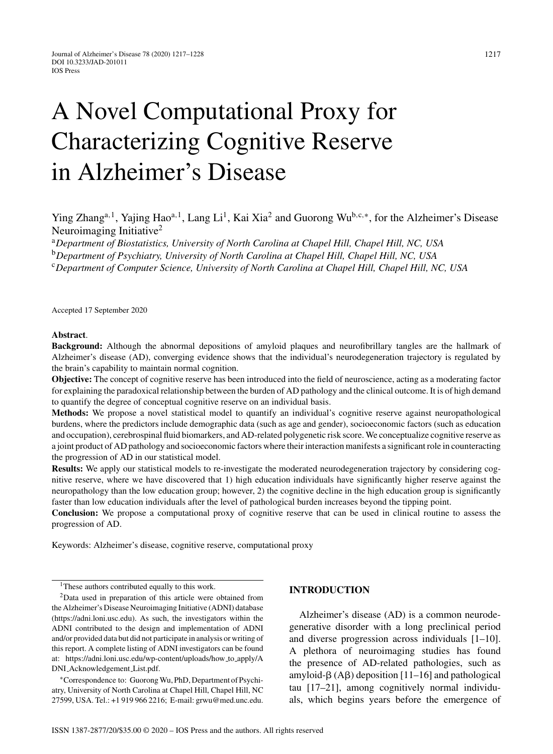# A Novel Computational Proxy for Characterizing Cognitive Reserve in Alzheimer's Disease

Ying Zhang[a,1], Yajing Hao[a,1], Lang Li[1], Kai Xia[2] and Guorong Wu[b,c,*], for the Alzheimer's Disease Neuroimaging Initiative[2]

[a]*Department of Biostatistics, University of North Carolina at Chapel Hill, Chapel Hill, NC, USA*

[b]*Department of Psychiatry, University of North Carolina at Chapel Hill, Chapel Hill, NC, USA*

[c]*Department of Computer Science, University of North Carolina at Chapel Hill, Chapel Hill, NC, USA*

Accepted 17 September 2020

**Abstract**.

**Background:** Although the abnormal depositions of amyloid plaques and neurofibrillary tangles are the hallmark of Alzheimer's disease (AD), converging evidence shows that the individual's neurodegeneration trajectory is regulated by the brain's capability to maintain normal cognition.

**Objective:** The concept of cognitive reserve has been introduced into the field of neuroscience, acting as a moderating factor for explaining the paradoxical relationship between the burden of AD pathology and the clinical outcome. It is of high demand to quantify the degree of conceptual cognitive reserve on an individual basis.

**Methods:** We propose a novel statistical model to quantify an individual's cognitive reserve against neuropathological burdens, where the predictors include demographic data (such as age and gender), socioeconomic factors (such as education and occupation), cerebrospinal fluid biomarkers, and AD-related polygenetic risk score. We conceptualize cognitive reserve as a joint product of AD pathology and socioeconomic factors where their interaction manifests a significant role in counteracting the progression of AD in our statistical model.

**Results:** We apply our statistical models to re-investigate the moderated neurodegeneration trajectory by considering cognitive reserve, where we have discovered that 1) high education individuals have significantly higher reserve against the neuropathology than the low education group; however, 2) the cognitive decline in the high education group is significantly faster than low education individuals after the level of pathological burden increases beyond the tipping point.

**Conclusion:** We propose a computational proxy of cognitive reserve that can be used in clinical routine to assess the progression of AD.

Keywords: Alzheimer's disease, cognitive reserve, computational proxy

## INTRODUCTION

Alzheimer's disease (AD) is a common neurodegenerative disorder with a long preclinical period and diverse progression across individuals [1–10]. A plethora of neuroimaging studies has found the presence of AD-related pathologies, such as amyloid-β (Aβ) deposition [11–16] and pathological tau [17–21], among cognitively normal individuals, which begins years before the emergence of

---

[1]These authors contributed equally to this work.

[2]Data used in preparation of this article were obtained from the Alzheimer's Disease Neuroimaging Initiative (ADNI) database (https://adni.loni.usc.edu). As such, the investigators within the ADNI contributed to the design and implementation of ADNI and/or provided data but did not participate in analysis or writing of this report. A complete listing of ADNI investigators can be found at: https://adni.loni.usc.edu/wp-content/uploads/how_to_apply/ADNI_Acknowledgement_List.pdf.

*Correspondence to: Guorong Wu, PhD, Department of Psychiatry, University of North Carolina at Chapel Hill, Chapel Hill, NC 27599, USA. Tel.: +1 919 966 2216; E-mail: grwu@med.unc.edu.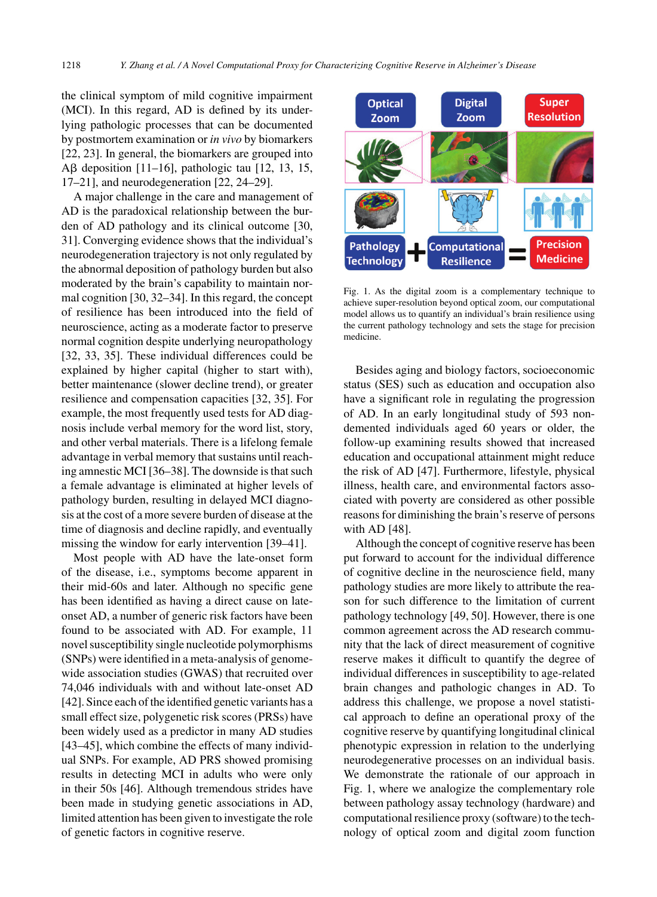the clinical symptom of mild cognitive impairment (MCI). In this regard, AD is defined by its underlying pathologic processes that can be documented by postmortem examination or *in vivo* by biomarkers [22, 23]. In general, the biomarkers are grouped into Aβ deposition [11–16], pathologic tau [12, 13, 15, 17–21], and neurodegeneration [22, 24–29].

A major challenge in the care and management of AD is the paradoxical relationship between the burden of AD pathology and its clinical outcome [30, 31]. Converging evidence shows that the individual's neurodegeneration trajectory is not only regulated by the abnormal deposition of pathology burden but also moderated by the brain's capability to maintain normal cognition [30, 32–34]. In this regard, the concept of resilience has been introduced into the field of neuroscience, acting as a moderate factor to preserve normal cognition despite underlying neuropathology [32, 33, 35]. These individual differences could be explained by higher capital (higher to start with), better maintenance (slower decline trend), or greater resilience and compensation capacities [32, 35]. For example, the most frequently used tests for AD diagnosis include verbal memory for the word list, story, and other verbal materials. There is a lifelong female advantage in verbal memory that sustains until reaching amnestic MCI [36–38]. The downside is that such a female advantage is eliminated at higher levels of pathology burden, resulting in delayed MCI diagnosis at the cost of a more severe burden of disease at the time of diagnosis and decline rapidly, and eventually missing the window for early intervention [39–41].

Most people with AD have the late-onset form of the disease, i.e., symptoms become apparent in their mid-60s and later. Although no specific gene has been identified as having a direct cause on late-onset AD, a number of generic risk factors have been found to be associated with AD. For example, 11 novel susceptibility single nucleotide polymorphisms (SNPs) were identified in a meta-analysis of genome-wide association studies (GWAS) that recruited over 74,046 individuals with and without late-onset AD [42]. Since each of the identified genetic variants has a small effect size, polygenetic risk scores (PRSs) have been widely used as a predictor in many AD studies [43–45], which combine the effects of many individual SNPs. For example, AD PRS showed promising results in detecting MCI in adults who were only in their 50s [46]. Although tremendous strides have been made in studying genetic associations in AD, limited attention has been given to investigate the role of genetic factors in cognitive reserve.

Fig. 1. As the digital zoom is a complementary technique to achieve super-resolution beyond optical zoom, our computational model allows us to quantify an individual's brain resilience using the current pathology technology and sets the stage for precision medicine.

Besides aging and biology factors, socioeconomic status (SES) such as education and occupation also have a significant role in regulating the progression of AD. In an early longitudinal study of 593 non-demented individuals aged 60 years or older, the follow-up examining results showed that increased education and occupational attainment might reduce the risk of AD [47]. Furthermore, lifestyle, physical illness, health care, and environmental factors associated with poverty are considered as other possible reasons for diminishing the brain's reserve of persons with AD [48].

Although the concept of cognitive reserve has been put forward to account for the individual difference of cognitive decline in the neuroscience field, many pathology studies are more likely to attribute the reason for such difference to the limitation of current pathology technology [49, 50]. However, there is one common agreement across the AD research community that the lack of direct measurement of cognitive reserve makes it difficult to quantify the degree of individual differences in susceptibility to age-related brain changes and pathologic changes in AD. To address this challenge, we propose a novel statistical approach to define an operational proxy of the cognitive reserve by quantifying longitudinal clinical phenotypic expression in relation to the underlying neurodegenerative processes on an individual basis. We demonstrate the rationale of our approach in Fig. 1, where we analogize the complementary role between pathology assay technology (hardware) and computational resilience proxy (software) to the technology of optical zoom and digital zoom function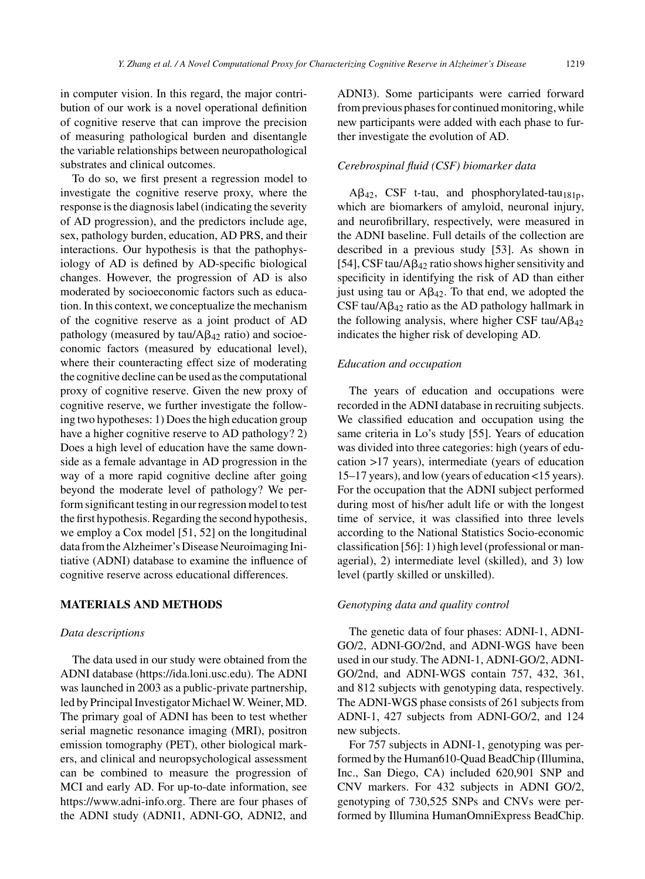in computer vision. In this regard, the major contribution of our work is a novel operational definition of cognitive reserve that can improve the precision of measuring pathological burden and disentangle the variable relationships between neuropathological substrates and clinical outcomes.

To do so, we first present a regression model to investigate the cognitive reserve proxy, where the response is the diagnosis label (indicating the severity of AD progression), and the predictors include age, sex, pathology burden, education, AD PRS, and their interactions. Our hypothesis is that the pathophysiology of AD is defined by AD-specific biological changes. However, the progression of AD is also moderated by socioeconomic factors such as education. In this context, we conceptualize the mechanism of the cognitive reserve as a joint product of AD pathology (measured by tau/A$\beta_{42}$ ratio) and socioeconomic factors (measured by educational level), where their counteracting effect size of moderating the cognitive decline can be used as the computational proxy of cognitive reserve. Given the new proxy of cognitive reserve, we further investigate the following two hypotheses: 1) Does the high education group have a higher cognitive reserve to AD pathology? 2) Does a high level of education have the same downside as a female advantage in AD progression in the way of a more rapid cognitive decline after going beyond the moderate level of pathology? We perform significant testing in our regression model to test the first hypothesis. Regarding the second hypothesis, we employ a Cox model [51, 52] on the longitudinal data from the Alzheimer's Disease Neuroimaging Initiative (ADNI) database to examine the influence of cognitive reserve across educational differences.

## MATERIALS AND METHODS

### *Data descriptions*

The data used in our study were obtained from the ADNI database (https://ida.loni.usc.edu). The ADNI was launched in 2003 as a public-private partnership, led by Principal Investigator Michael W. Weiner, MD. The primary goal of ADNI has been to test whether serial magnetic resonance imaging (MRI), positron emission tomography (PET), other biological markers, and clinical and neuropsychological assessment can be combined to measure the progression of MCI and early AD. For up-to-date information, see https://www.adni-info.org. There are four phases of the ADNI study (ADNI1, ADNI-GO, ADNI2, and ADNI3). Some participants were carried forward from previous phases for continued monitoring, while new participants were added with each phase to further investigate the evolution of AD.

### *Cerebrospinal fluid (CSF) biomarker data*

A$\beta_{42}$, CSF t-tau, and phosphorylated-tau$_{181p}$, which are biomarkers of amyloid, neuronal injury, and neurofibrillary, respectively, were measured in the ADNI baseline. Full details of the collection are described in a previous study [53]. As shown in [54], CSF tau/A$\beta_{42}$ ratio shows higher sensitivity and specificity in identifying the risk of AD than either just using tau or A$\beta_{42}$. To that end, we adopted the CSF tau/A$\beta_{42}$ ratio as the AD pathology hallmark in the following analysis, where higher CSF tau/A$\beta_{42}$ indicates the higher risk of developing AD.

### *Education and occupation*

The years of education and occupations were recorded in the ADNI database in recruiting subjects. We classified education and occupation using the same criteria in Lo's study [55]. Years of education was divided into three categories: high (years of education >17 years), intermediate (years of education 15–17 years), and low (years of education <15 years). For the occupation that the ADNI subject performed during most of his/her adult life or with the longest time of service, it was classified into three levels according to the National Statistics Socio-economic classification [56]: 1) high level (professional or managerial), 2) intermediate level (skilled), and 3) low level (partly skilled or unskilled).

### *Genotyping data and quality control*

The genetic data of four phases: ADNI-1, ADNI-GO/2, ADNI-GO/2nd, and ADNI-WGS have been used in our study. The ADNI-1, ADNI-GO/2, ADNI-GO/2nd, and ADNI-WGS contain 757, 432, 361, and 812 subjects with genotyping data, respectively. The ADNI-WGS phase consists of 261 subjects from ADNI-1, 427 subjects from ADNI-GO/2, and 124 new subjects.

For 757 subjects in ADNI-1, genotyping was performed by the Human610-Quad BeadChip (Illumina, Inc., San Diego, CA) included 620,901 SNP and CNV markers. For 432 subjects in ADNI GO/2, genotyping of 730,525 SNPs and CNVs were performed by Illumina HumanOmniExpress BeadChip.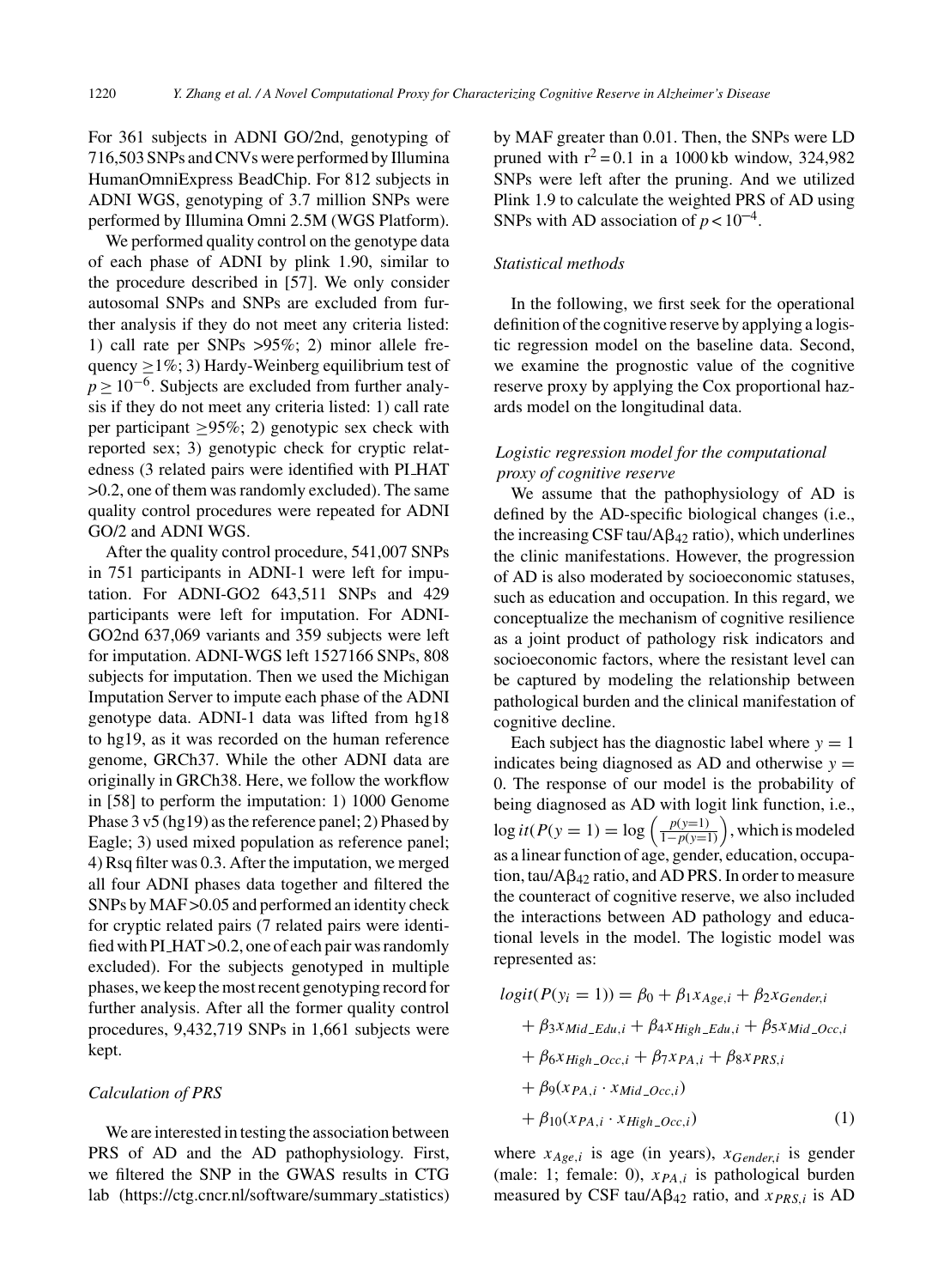For 361 subjects in ADNI GO/2nd, genotyping of 716,503 SNPs and CNVs were performed by Illumina HumanOmniExpress BeadChip. For 812 subjects in ADNI WGS, genotyping of 3.7 million SNPs were performed by Illumina Omni 2.5M (WGS Platform).

We performed quality control on the genotype data of each phase of ADNI by plink 1.90, similar to the procedure described in [57]. We only consider autosomal SNPs and SNPs are excluded from further analysis if they do not meet any criteria listed: 1) call rate per SNPs >95%; 2) minor allele frequency ≥1%; 3) Hardy-Weinberg equilibrium test of $p \geq 10^{-6}$. Subjects are excluded from further analysis if they do not meet any criteria listed: 1) call rate per participant ≥95%; 2) genotypic sex check with reported sex; 3) genotypic check for cryptic relatedness (3 related pairs were identified with PI_HAT >0.2, one of them was randomly excluded). The same quality control procedures were repeated for ADNI GO/2 and ADNI WGS.

After the quality control procedure, 541,007 SNPs in 751 participants in ADNI-1 were left for imputation. For ADNI-GO2 643,511 SNPs and 429 participants were left for imputation. For ADNI-GO2nd 637,069 variants and 359 subjects were left for imputation. ADNI-WGS left 1527166 SNPs, 808 subjects for imputation. Then we used the Michigan Imputation Server to impute each phase of the ADNI genotype data. ADNI-1 data was lifted from hg18 to hg19, as it was recorded on the human reference genome, GRCh37. While the other ADNI data are originally in GRCh38. Here, we follow the workflow in [58] to perform the imputation: 1) 1000 Genome Phase 3 v5 (hg19) as the reference panel; 2) Phased by Eagle; 3) used mixed population as reference panel; 4) Rsq filter was 0.3. After the imputation, we merged all four ADNI phases data together and filtered the SNPs by MAF >0.05 and performed an identity check for cryptic related pairs (7 related pairs were identified with PI_HAT >0.2, one of each pair was randomly excluded). For the subjects genotyped in multiple phases, we keep the most recent genotyping record for further analysis. After all the former quality control procedures, 9,432,719 SNPs in 1,661 subjects were kept.

### *Calculation of PRS*

We are interested in testing the association between PRS of AD and the AD pathophysiology. First, we filtered the SNP in the GWAS results in CTG lab (https://ctg.cncr.nl/software/summary_statistics) by MAF greater than 0.01. Then, the SNPs were LD pruned with $r^2 = 0.1$ in a 1000 kb window, 324,982 SNPs were left after the pruning. And we utilized Plink 1.9 to calculate the weighted PRS of AD using SNPs with AD association of $p < 10^{-4}$.

### *Statistical methods*

In the following, we first seek for the operational definition of the cognitive reserve by applying a logistic regression model on the baseline data. Second, we examine the prognostic value of the cognitive reserve proxy by applying the Cox proportional hazards model on the longitudinal data.

#### *Logistic regression model for the computational proxy of cognitive reserve*

We assume that the pathophysiology of AD is defined by the AD-specific biological changes (i.e., the increasing CSF tau/A$\beta_{42}$ ratio), which underlines the clinic manifestations. However, the progression of AD is also moderated by socioeconomic statuses, such as education and occupation. In this regard, we conceptualize the mechanism of cognitive resilience as a joint product of pathology risk indicators and socioeconomic factors, where the resistant level can be captured by modeling the relationship between pathological burden and the clinical manifestation of cognitive decline.

Each subject has the diagnostic label where $y = 1$ indicates being diagnosed as AD and otherwise $y = 0$. The response of our model is the probability of being diagnosed as AD with logit link function, i.e., $\log it(P(y = 1) = \log\left(\frac{p(y=1)}{1-p(y=1)}\right)$, which is modeled as a linear function of age, gender, education, occupation, tau/A$\beta_{42}$ ratio, and AD PRS. In order to measure the counteract of cognitive reserve, we also included the interactions between AD pathology and educational levels in the model. The logistic model was represented as:

$$
\begin{aligned}
logit(P(y_i = 1)) = {} & \beta_0 + \beta_1 x_{Age,i} + \beta_2 x_{Gender,i} \\
& + \beta_3 x_{Mid\_Edu,i} + \beta_4 x_{High\_Edu,i} + \beta_5 x_{Mid\_Occ,i} \\
& + \beta_6 x_{High\_Occ,i} + \beta_7 x_{PA,i} + \beta_8 x_{PRS,i} \\
& + \beta_9 (x_{PA,i} \cdot x_{Mid\_Occ,i}) \\
& + \beta_{10} (x_{PA,i} \cdot x_{High\_Occ,i})
\end{aligned} \tag{1}
$$

where $x_{Age,i}$ is age (in years), $x_{Gender,i}$ is gender (male: 1; female: 0), $x_{PA,i}$ is pathological burden measured by CSF tau/A$\beta_{42}$ ratio, and $x_{PRS,i}$ is AD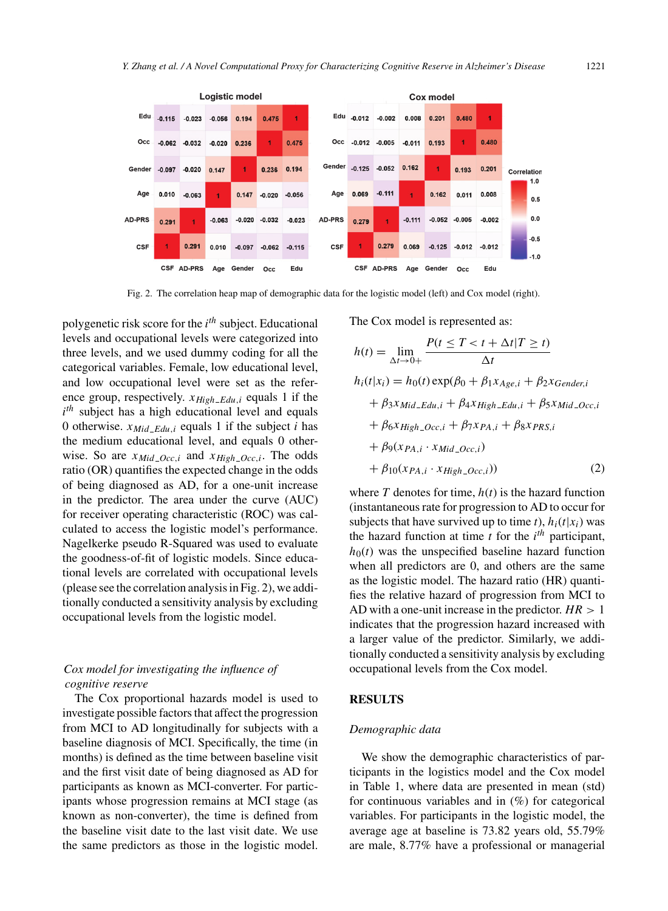Fig. 2. The correlation heap map of demographic data for the logistic model (left) and Cox model (right).

polygenetic risk score for the $i^{th}$ subject. Educational levels and occupational levels were categorized into three levels, and we used dummy coding for all the categorical variables. Female, low educational level, and low occupational level were set as the reference group, respectively. $x_{High\_Edu,i}$ equals 1 if the $i^{th}$ subject has a high educational level and equals 0 otherwise. $x_{Mid\_Edu,i}$ equals 1 if the subject $i$ has the medium educational level, and equals 0 otherwise. So are $x_{Mid\_Occ,i}$ and $x_{High\_Occ,i}$. The odds ratio (OR) quantifies the expected change in the odds of being diagnosed as AD, for a one-unit increase in the predictor. The area under the curve (AUC) for receiver operating characteristic (ROC) was calculated to access the logistic model's performance. Nagelkerke pseudo R-Squared was used to evaluate the goodness-of-fit of logistic models. Since educational levels are correlated with occupational levels (please see the correlation analysis in Fig. 2), we additionally conducted a sensitivity analysis by excluding occupational levels from the logistic model.

### *Cox model for investigating the influence of cognitive reserve*

The Cox proportional hazards model is used to investigate possible factors that affect the progression from MCI to AD longitudinally for subjects with a baseline diagnosis of MCI. Specifically, the time (in months) is defined as the time between baseline visit and the first visit date of being diagnosed as AD for participants as known as MCI-converter. For participants whose progression remains at MCI stage (as known as non-converter), the time is defined from the baseline visit date to the last visit date. We use the same predictors as those in the logistic model. The Cox model is represented as:

$$h(t) = \lim_{\Delta t \to 0+} \frac{P(t \leq T < t + \Delta t | T \geq t)}{\Delta t}$$

$$\begin{aligned} h_i(t|x_i) = h_0(t) \exp(&\beta_0 + \beta_1 x_{Age,i} + \beta_2 x_{Gender,i} \\ &+ \beta_3 x_{Mid\_Edu,i} + \beta_4 x_{High\_Edu,i} + \beta_5 x_{Mid\_Occ,i} \\ &+ \beta_6 x_{High\_Occ,i} + \beta_7 x_{PA,i} + \beta_8 x_{PRS,i} \\ &+ \beta_9 (x_{PA,i} \cdot x_{Mid\_Occ,i}) \\ &+ \beta_{10} (x_{PA,i} \cdot x_{High\_Occ,i})) \end{aligned} \quad (2)$$

where $T$ denotes for time, $h(t)$ is the hazard function (instantaneous rate for progression to AD to occur for subjects that have survived up to time $t$), $h_i(t|x_i)$ was the hazard function at time $t$ for the $i^{th}$ participant, $h_0(t)$ was the unspecified baseline hazard function when all predictors are 0, and others are the same as the logistic model. The hazard ratio (HR) quantifies the relative hazard of progression from MCI to AD with a one-unit increase in the predictor. $HR > 1$ indicates that the progression hazard increased with a larger value of the predictor. Similarly, we additionally conducted a sensitivity analysis by excluding occupational levels from the Cox model.

## RESULTS

### *Demographic data*

We show the demographic characteristics of participants in the logistics model and the Cox model in Table 1, where data are presented in mean (std) for continuous variables and in (%) for categorical variables. For participants in the logistic model, the average age at baseline is 73.82 years old, 55.79% are male, 8.77% have a professional or managerial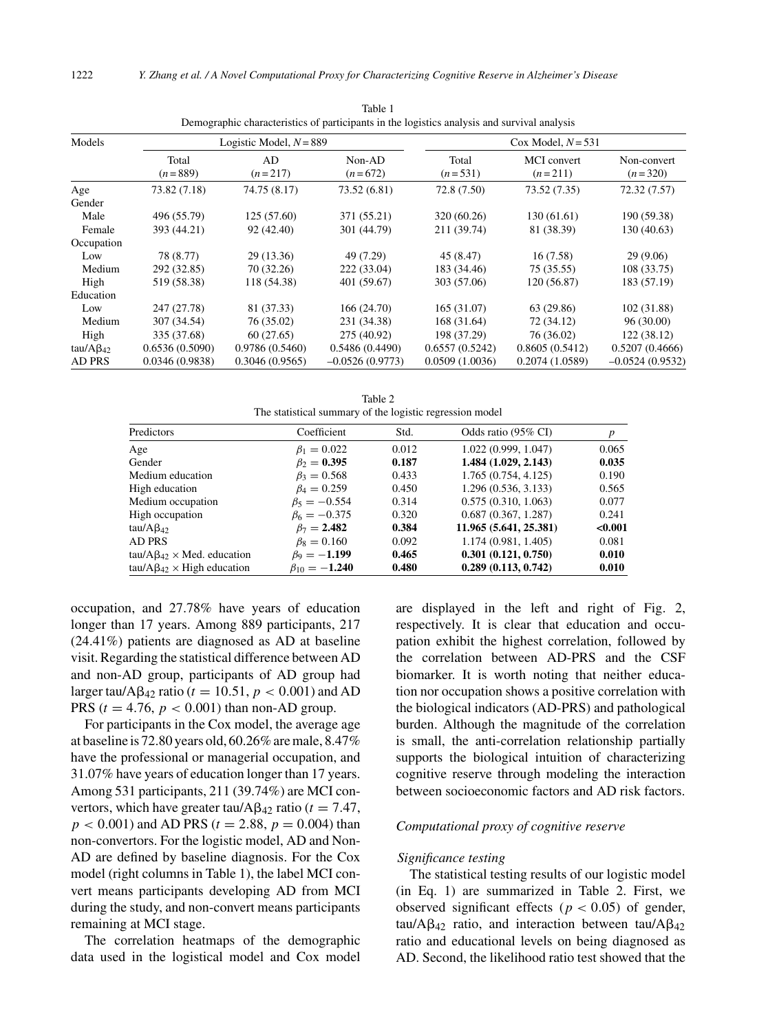Table 1
Demographic characteristics of participants in the logistics analysis and survival analysis

| Models | Logistic Model, $N = 889$ | | | Cox Model, $N = 531$ | | |
|---|---|---|---|---|---|---|
| | Total ($n = 889$) | AD ($n = 217$) | Non-AD ($n = 672$) | Total ($n = 531$) | MCI convert ($n = 211$) | Non-convert ($n = 320$) |
| Age | 73.82 (7.18) | 74.75 (8.17) | 73.52 (6.81) | 72.8 (7.50) | 73.52 (7.35) | 72.32 (7.57) |
| Gender | | | | | | |
| Male | 496 (55.79) | 125 (57.60) | 371 (55.21) | 320 (60.26) | 130 (61.61) | 190 (59.38) |
| Female | 393 (44.21) | 92 (42.40) | 301 (44.79) | 211 (39.74) | 81 (38.39) | 130 (40.63) |
| Occupation | | | | | | |
| Low | 78 (8.77) | 29 (13.36) | 49 (7.29) | 45 (8.47) | 16 (7.58) | 29 (9.06) |
| Medium | 292 (32.85) | 70 (32.26) | 222 (33.04) | 183 (34.46) | 75 (35.55) | 108 (33.75) |
| High | 519 (58.38) | 118 (54.38) | 401 (59.67) | 303 (57.06) | 120 (56.87) | 183 (57.19) |
| Education | | | | | | |
| Low | 247 (27.78) | 81 (37.33) | 166 (24.70) | 165 (31.07) | 63 (29.86) | 102 (31.88) |
| Medium | 307 (34.54) | 76 (35.02) | 231 (34.38) | 168 (31.64) | 72 (34.12) | 96 (30.00) |
| High | 335 (37.68) | 60 (27.65) | 275 (40.92) | 198 (37.29) | 76 (36.02) | 122 (38.12) |
| tau/A$\beta_{42}$ | 0.6536 (0.5090) | 0.9786 (0.5460) | 0.5486 (0.4490) | 0.6557 (0.5242) | 0.8605 (0.5412) | 0.5207 (0.4666) |
| AD PRS | 0.0346 (0.9838) | 0.3046 (0.9565) | −0.0526 (0.9773) | 0.0509 (1.0036) | 0.2074 (1.0589) | −0.0524 (0.9532) |

Table 2
The statistical summary of the logistic regression model

| Predictors | Coefficient | Std. | Odds ratio (95% CI) | $p$ |
|---|---|---|---|---|
| Age | $\beta_1 = 0.022$ | 0.012 | 1.022 (0.999, 1.047) | 0.065 |
| Gender | $\beta_2 = \mathbf{0.395}$ | **0.187** | **1.484 (1.029, 2.143)** | **0.035** |
| Medium education | $\beta_3 = 0.568$ | 0.433 | 1.765 (0.754, 4.125) | 0.190 |
| High education | $\beta_4 = 0.259$ | 0.450 | 1.296 (0.536, 3.133) | 0.565 |
| Medium occupation | $\beta_5 = -0.554$ | 0.314 | 0.575 (0.310, 1.063) | 0.077 |
| High occupation | $\beta_6 = -0.375$ | 0.320 | 0.687 (0.367, 1.287) | 0.241 |
| tau/A$\beta_{42}$ | $\beta_7 = \mathbf{2.482}$ | **0.384** | **11.965 (5.641, 25.381)** | **<0.001** |
| AD PRS | $\beta_8 = 0.160$ | 0.092 | 1.174 (0.981, 1.405) | 0.081 |
| tau/A$\beta_{42}$ × Med. education | $\beta_9 = \mathbf{-1.199}$ | **0.465** | **0.301 (0.121, 0.750)** | **0.010** |
| tau/A$\beta_{42}$ × High education | $\beta_{10} = \mathbf{-1.240}$ | **0.480** | **0.289 (0.113, 0.742)** | **0.010** |

occupation, and 27.78% have years of education longer than 17 years. Among 889 participants, 217 (24.41%) patients are diagnosed as AD at baseline visit. Regarding the statistical difference between AD and non-AD group, participants of AD group had larger tau/A$\beta_{42}$ ratio ($t = 10.51$, $p < 0.001$) and AD PRS ($t = 4.76$, $p < 0.001$) than non-AD group.

For participants in the Cox model, the average age at baseline is 72.80 years old, 60.26% are male, 8.47% have the professional or managerial occupation, and 31.07% have years of education longer than 17 years. Among 531 participants, 211 (39.74%) are MCI convertors, which have greater tau/A$\beta_{42}$ ratio ($t = 7.47$, $p < 0.001$) and AD PRS ($t = 2.88$, $p = 0.004$) than non-convertors. For the logistic model, AD and Non-AD are defined by baseline diagnosis. For the Cox model (right columns in Table 1), the label MCI convert means participants developing AD from MCI during the study, and non-convert means participants remaining at MCI stage.

The correlation heatmaps of the demographic data used in the logistical model and Cox model are displayed in the left and right of Fig. 2, respectively. It is clear that education and occupation exhibit the highest correlation, followed by the correlation between AD-PRS and the CSF biomarker. It is worth noting that neither education nor occupation shows a positive correlation with the biological indicators (AD-PRS) and pathological burden. Although the magnitude of the correlation is small, the anti-correlation relationship partially supports the biological intuition of characterizing cognitive reserve through modeling the interaction between socioeconomic factors and AD risk factors.

### *Computational proxy of cognitive reserve*

#### *Significance testing*

The statistical testing results of our logistic model (in Eq. 1) are summarized in Table 2. First, we observed significant effects ($p < 0.05$) of gender, tau/A$\beta_{42}$ ratio, and interaction between tau/A$\beta_{42}$ ratio and educational levels on being diagnosed as AD. Second, the likelihood ratio test showed that the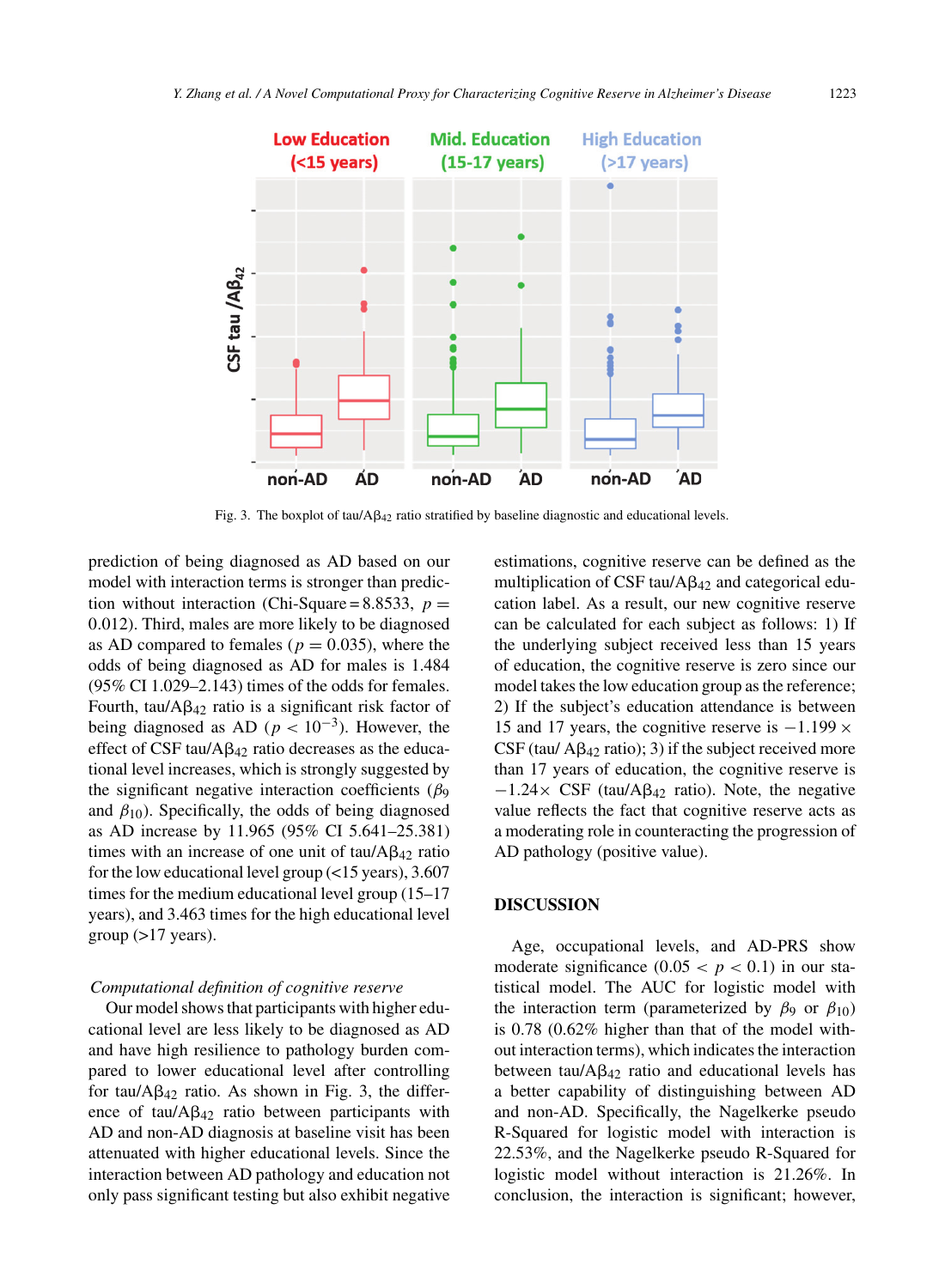Fig. 3. The boxplot of tau/A$\beta_{42}$ ratio stratified by baseline diagnostic and educational levels.

prediction of being diagnosed as AD based on our model with interaction terms is stronger than prediction without interaction (Chi-Square = 8.8533, $p = 0.012$). Third, males are more likely to be diagnosed as AD compared to females ($p = 0.035$), where the odds of being diagnosed as AD for males is 1.484 (95% CI 1.029–2.143) times of the odds for females. Fourth, tau/A$\beta_{42}$ ratio is a significant risk factor of being diagnosed as AD ($p < 10^{-3}$). However, the effect of CSF tau/A$\beta_{42}$ ratio decreases as the educational level increases, which is strongly suggested by the significant negative interaction coefficients ($\beta_9$ and $\beta_{10}$). Specifically, the odds of being diagnosed as AD increase by 11.965 (95% CI 5.641–25.381) times with an increase of one unit of tau/A$\beta_{42}$ ratio for the low educational level group (<15 years), 3.607 times for the medium educational level group (15–17 years), and 3.463 times for the high educational level group (>17 years).

*Computational definition of cognitive reserve*

Our model shows that participants with higher educational level are less likely to be diagnosed as AD and have high resilience to pathology burden compared to lower educational level after controlling for tau/A$\beta_{42}$ ratio. As shown in Fig. 3, the difference of tau/A$\beta_{42}$ ratio between participants with AD and non-AD diagnosis at baseline visit has been attenuated with higher educational levels. Since the interaction between AD pathology and education not only pass significant testing but also exhibit negative estimations, cognitive reserve can be defined as the multiplication of CSF tau/A$\beta_{42}$ and categorical education label. As a result, our new cognitive reserve can be calculated for each subject as follows: 1) If the underlying subject received less than 15 years of education, the cognitive reserve is zero since our model takes the low education group as the reference; 2) If the subject's education attendance is between 15 and 17 years, the cognitive reserve is $-1.199 \times$ CSF (tau/ A$\beta_{42}$ ratio); 3) if the subject received more than 17 years of education, the cognitive reserve is $-1.24\times$ CSF (tau/A$\beta_{42}$ ratio). Note, the negative value reflects the fact that cognitive reserve acts as a moderating role in counteracting the progression of AD pathology (positive value).

## DISCUSSION

Age, occupational levels, and AD-PRS show moderate significance ($0.05 < p < 0.1$) in our statistical model. The AUC for logistic model with the interaction term (parameterized by $\beta_9$ or $\beta_{10}$) is 0.78 (0.62% higher than that of the model without interaction terms), which indicates the interaction between tau/A$\beta_{42}$ ratio and educational levels has a better capability of distinguishing between AD and non-AD. Specifically, the Nagelkerke pseudo R-Squared for logistic model with interaction is 22.53%, and the Nagelkerke pseudo R-Squared for logistic model without interaction is 21.26%. In conclusion, the interaction is significant; however,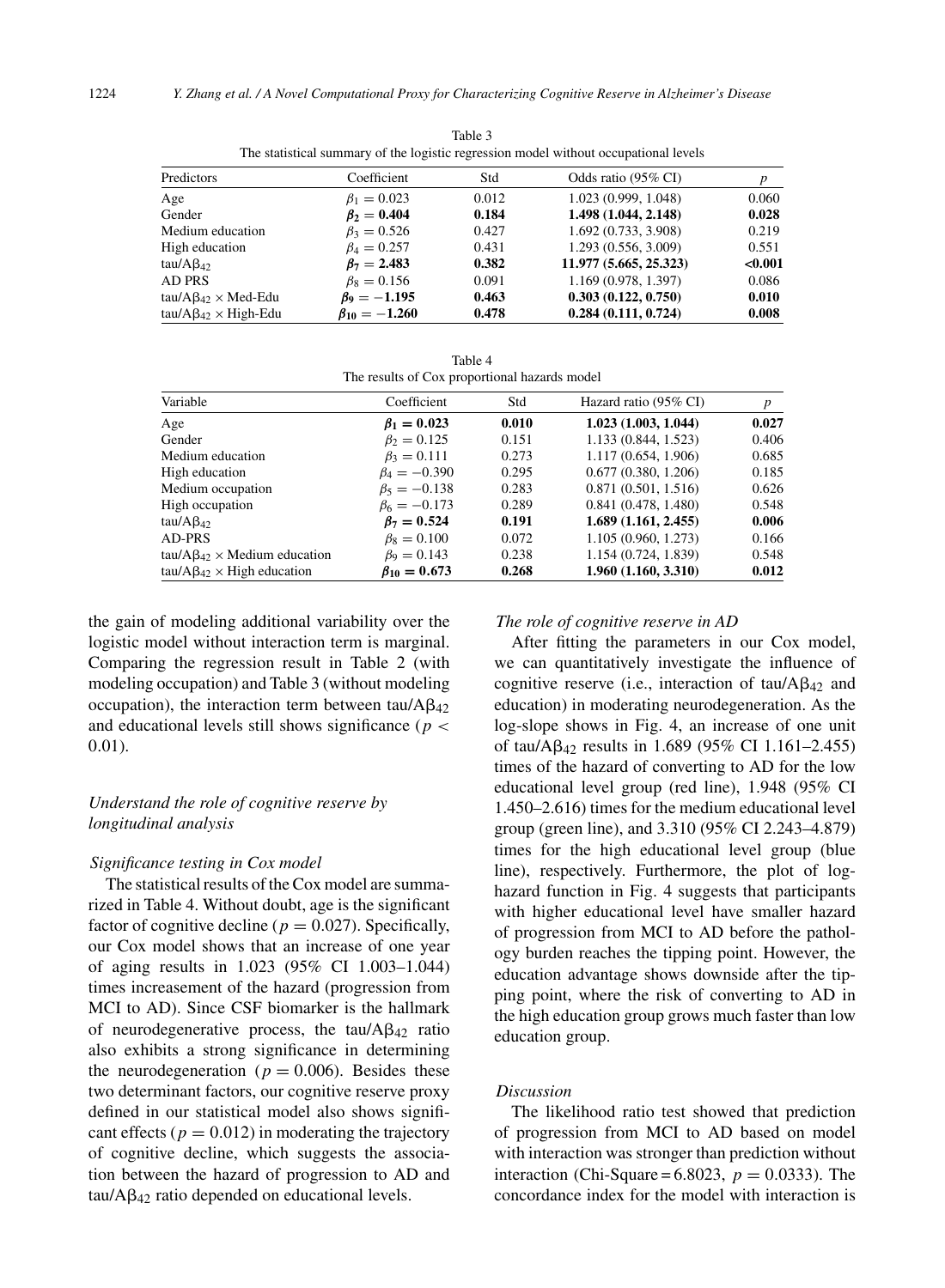Table 3
The statistical summary of the logistic regression model without occupational levels

| Predictors | Coefficient | Std | Odds ratio (95% CI) | $p$ |
|---|---|---|---|---|
| Age | $\beta_1 = 0.023$ | 0.012 | 1.023 (0.999, 1.048) | 0.060 |
| Gender | $\boldsymbol{\beta_2 = 0.404}$ | **0.184** | **1.498 (1.044, 2.148)** | **0.028** |
| Medium education | $\beta_3 = 0.526$ | 0.427 | 1.692 (0.733, 3.908) | 0.219 |
| High education | $\beta_4 = 0.257$ | 0.431 | 1.293 (0.556, 3.009) | 0.551 |
| tau/A$\beta_{42}$ | $\boldsymbol{\beta_7 = 2.483}$ | **0.382** | **11.977 (5.665, 25.323)** | **<0.001** |
| AD PRS | $\beta_8 = 0.156$ | 0.091 | 1.169 (0.978, 1.397) | 0.086 |
| tau/A$\beta_{42}$ × Med-Edu | $\boldsymbol{\beta_9 = -1.195}$ | **0.463** | **0.303 (0.122, 0.750)** | **0.010** |
| tau/A$\beta_{42}$ × High-Edu | $\boldsymbol{\beta_{10} = -1.260}$ | **0.478** | **0.284 (0.111, 0.724)** | **0.008** |

Table 4
The results of Cox proportional hazards model

| Variable | Coefficient | Std | Hazard ratio (95% CI) | $p$ |
|---|---|---|---|---|
| Age | $\boldsymbol{\beta_1 = 0.023}$ | **0.010** | **1.023 (1.003, 1.044)** | **0.027** |
| Gender | $\beta_2 = 0.125$ | 0.151 | 1.133 (0.844, 1.523) | 0.406 |
| Medium education | $\beta_3 = 0.111$ | 0.273 | 1.117 (0.654, 1.906) | 0.685 |
| High education | $\beta_4 = -0.390$ | 0.295 | 0.677 (0.380, 1.206) | 0.185 |
| Medium occupation | $\beta_5 = -0.138$ | 0.283 | 0.871 (0.501, 1.516) | 0.626 |
| High occupation | $\beta_6 = -0.173$ | 0.289 | 0.841 (0.478, 1.480) | 0.548 |
| tau/A$\beta_{42}$ | $\boldsymbol{\beta_7 = 0.524}$ | **0.191** | **1.689 (1.161, 2.455)** | **0.006** |
| AD-PRS | $\beta_8 = 0.100$ | 0.072 | 1.105 (0.960, 1.273) | 0.166 |
| tau/A$\beta_{42}$ × Medium education | $\beta_9 = 0.143$ | 0.238 | 1.154 (0.724, 1.839) | 0.548 |
| tau/A$\beta_{42}$ × High education | $\boldsymbol{\beta_{10} = 0.673}$ | **0.268** | **1.960 (1.160, 3.310)** | **0.012** |

the gain of modeling additional variability over the logistic model without interaction term is marginal. Comparing the regression result in Table 2 (with modeling occupation) and Table 3 (without modeling occupation), the interaction term between tau/A$\beta_{42}$ and educational levels still shows significance ($p < 0.01$).

### *Understand the role of cognitive reserve by longitudinal analysis*

#### *Significance testing in Cox model*

The statistical results of the Cox model are summarized in Table 4. Without doubt, age is the significant factor of cognitive decline ($p = 0.027$). Specifically, our Cox model shows that an increase of one year of aging results in 1.023 (95% CI 1.003–1.044) times increasement of the hazard (progression from MCI to AD). Since CSF biomarker is the hallmark of neurodegenerative process, the tau/A$\beta_{42}$ ratio also exhibits a strong significance in determining the neurodegeneration ($p = 0.006$). Besides these two determinant factors, our cognitive reserve proxy defined in our statistical model also shows significant effects ($p = 0.012$) in moderating the trajectory of cognitive decline, which suggests the association between the hazard of progression to AD and tau/A$\beta_{42}$ ratio depended on educational levels.

#### *The role of cognitive reserve in AD*

After fitting the parameters in our Cox model, we can quantitatively investigate the influence of cognitive reserve (i.e., interaction of tau/A$\beta_{42}$ and education) in moderating neurodegeneration. As the log-slope shows in Fig. 4, an increase of one unit of tau/A$\beta_{42}$ results in 1.689 (95% CI 1.161–2.455) times of the hazard of converting to AD for the low educational level group (red line), 1.948 (95% CI 1.450–2.616) times for the medium educational level group (green line), and 3.310 (95% CI 2.243–4.879) times for the high educational level group (blue line), respectively. Furthermore, the plot of log-hazard function in Fig. 4 suggests that participants with higher educational level have smaller hazard of progression from MCI to AD before the pathology burden reaches the tipping point. However, the education advantage shows downside after the tipping point, where the risk of converting to AD in the high education group grows much faster than low education group.

#### *Discussion*

The likelihood ratio test showed that prediction of progression from MCI to AD based on model with interaction was stronger than prediction without interaction (Chi-Square = 6.8023, $p = 0.0333$). The concordance index for the model with interaction is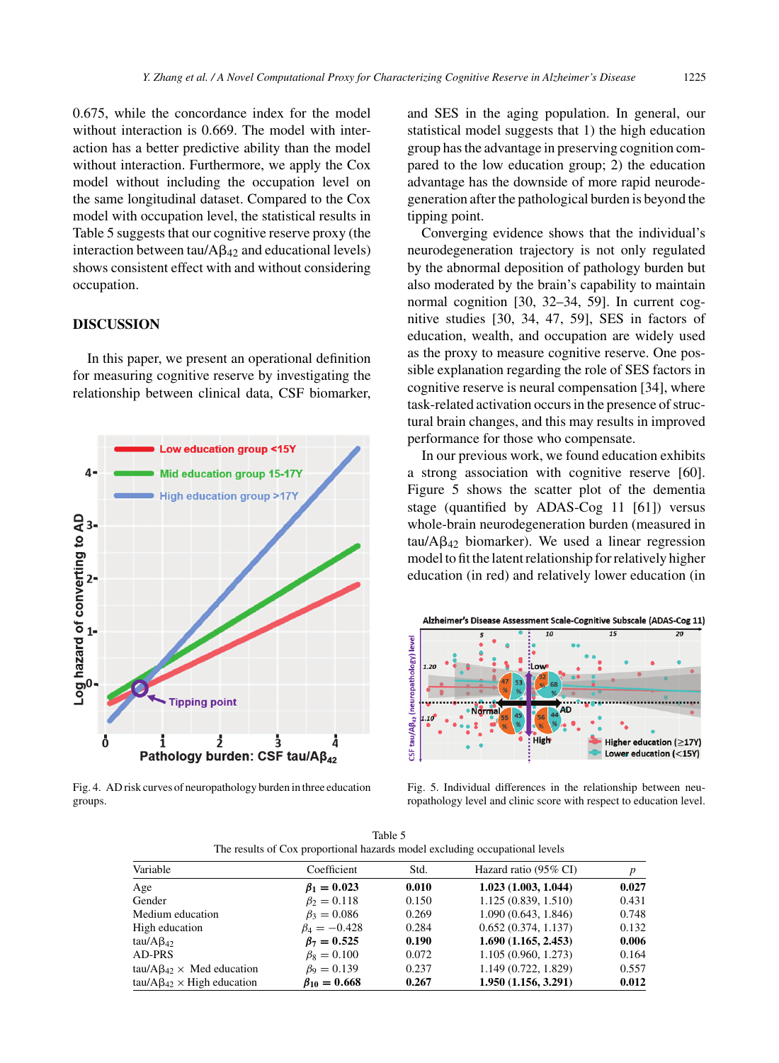0.675, while the concordance index for the model without interaction is 0.669. The model with interaction has a better predictive ability than the model without interaction. Furthermore, we apply the Cox model without including the occupation level on the same longitudinal dataset. Compared to the Cox model with occupation level, the statistical results in Table 5 suggests that our cognitive reserve proxy (the interaction between tau/A$\beta_{42}$ and educational levels) shows consistent effect with and without considering occupation.

## DISCUSSION

In this paper, we present an operational definition for measuring cognitive reserve by investigating the relationship between clinical data, CSF biomarker, and SES in the aging population. In general, our statistical model suggests that 1) the high education group has the advantage in preserving cognition compared to the low education group; 2) the education advantage has the downside of more rapid neurodegeneration after the pathological burden is beyond the tipping point.

Converging evidence shows that the individual's neurodegeneration trajectory is not only regulated by the abnormal deposition of pathology burden but also moderated by the brain's capability to maintain normal cognition [30, 32–34, 59]. In current cognitive studies [30, 34, 47, 59], SES in factors of education, wealth, and occupation are widely used as the proxy to measure cognitive reserve. One possible explanation regarding the role of SES factors in cognitive reserve is neural compensation [34], where task-related activation occurs in the presence of structural brain changes, and this may results in improved performance for those who compensate.

In our previous work, we found education exhibits a strong association with cognitive reserve [60]. Figure 5 shows the scatter plot of the dementia stage (quantified by ADAS-Cog 11 [61]) versus whole-brain neurodegeneration burden (measured in tau/A$\beta_{42}$ biomarker). We used a linear regression model to fit the latent relationship for relatively higher education (in red) and relatively lower education (in

Fig. 4. AD risk curves of neuropathology burden in three education groups.

Fig. 5. Individual differences in the relationship between neuropathology level and clinic score with respect to education level.

Table 5
The results of Cox proportional hazards model excluding occupational levels

| Variable | Coefficient | Std. | Hazard ratio (95% CI) | $p$ |
|---|---|---|---|---|
| Age | $\boldsymbol{\beta_1 = 0.023}$ | **0.010** | **1.023 (1.003, 1.044)** | **0.027** |
| Gender | $\beta_2 = 0.118$ | 0.150 | 1.125 (0.839, 1.510) | 0.431 |
| Medium education | $\beta_3 = 0.086$ | 0.269 | 1.090 (0.643, 1.846) | 0.748 |
| High education | $\beta_4 = -0.428$ | 0.284 | 0.652 (0.374, 1.137) | 0.132 |
| tau/A$\beta_{42}$ | $\boldsymbol{\beta_7 = 0.525}$ | **0.190** | **1.690 (1.165, 2.453)** | **0.006** |
| AD-PRS | $\beta_8 = 0.100$ | 0.072 | 1.105 (0.960, 1.273) | 0.164 |
| tau/A$\beta_{42}$ × Med education | $\beta_9 = 0.139$ | 0.237 | 1.149 (0.722, 1.829) | 0.557 |
| tau/A$\beta_{42}$ × High education | $\boldsymbol{\beta_{10} = 0.668}$ | **0.267** | **1.950 (1.156, 3.291)** | **0.012** |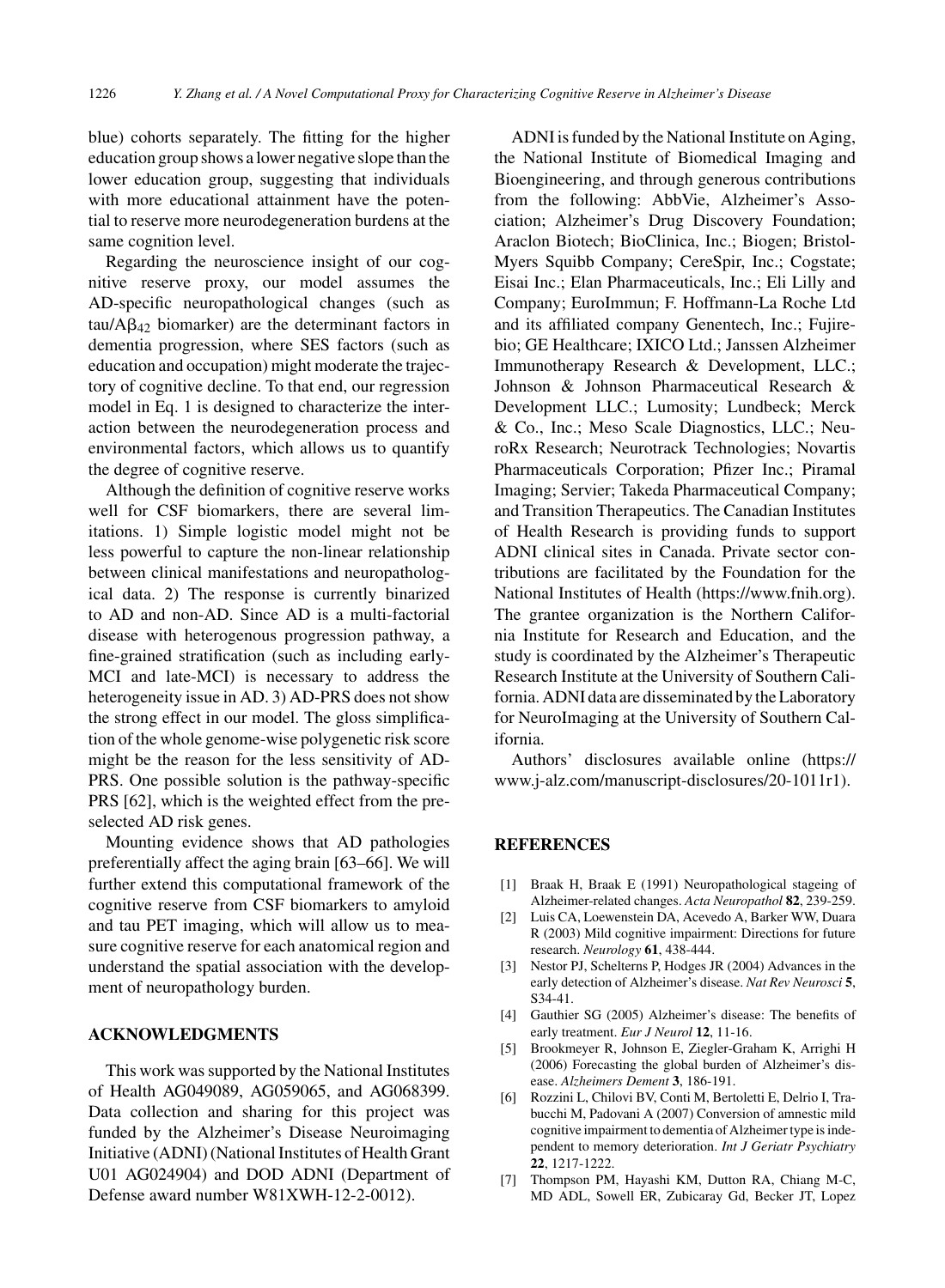blue) cohorts separately. The fitting for the higher education group shows a lower negative slope than the lower education group, suggesting that individuals with more educational attainment have the potential to reserve more neurodegeneration burdens at the same cognition level.

Regarding the neuroscience insight of our cognitive reserve proxy, our model assumes the AD-specific neuropathological changes (such as tau/A$\beta_{42}$ biomarker) are the determinant factors in dementia progression, where SES factors (such as education and occupation) might moderate the trajectory of cognitive decline. To that end, our regression model in Eq. 1 is designed to characterize the interaction between the neurodegeneration process and environmental factors, which allows us to quantify the degree of cognitive reserve.

Although the definition of cognitive reserve works well for CSF biomarkers, there are several limitations. 1) Simple logistic model might not be less powerful to capture the non-linear relationship between clinical manifestations and neuropathological data. 2) The response is currently binarized to AD and non-AD. Since AD is a multi-factorial disease with heterogenous progression pathway, a fine-grained stratification (such as including early-MCI and late-MCI) is necessary to address the heterogeneity issue in AD. 3) AD-PRS does not show the strong effect in our model. The gloss simplification of the whole genome-wise polygenetic risk score might be the reason for the less sensitivity of AD-PRS. One possible solution is the pathway-specific PRS [62], which is the weighted effect from the pre-selected AD risk genes.

Mounting evidence shows that AD pathologies preferentially affect the aging brain [63–66]. We will further extend this computational framework of the cognitive reserve from CSF biomarkers to amyloid and tau PET imaging, which will allow us to measure cognitive reserve for each anatomical region and understand the spatial association with the development of neuropathology burden.

## ACKNOWLEDGMENTS

This work was supported by the National Institutes of Health AG049089, AG059065, and AG068399. Data collection and sharing for this project was funded by the Alzheimer's Disease Neuroimaging Initiative (ADNI) (National Institutes of Health Grant U01 AG024904) and DOD ADNI (Department of Defense award number W81XWH-12-2-0012).

ADNI is funded by the National Institute on Aging, the National Institute of Biomedical Imaging and Bioengineering, and through generous contributions from the following: AbbVie, Alzheimer's Association; Alzheimer's Drug Discovery Foundation; Araclon Biotech; BioClinica, Inc.; Biogen; Bristol-Myers Squibb Company; CereSpir, Inc.; Cogstate; Eisai Inc.; Elan Pharmaceuticals, Inc.; Eli Lilly and Company; EuroImmun; F. Hoffmann-La Roche Ltd and its affiliated company Genentech, Inc.; Fujirebio; GE Healthcare; IXICO Ltd.; Janssen Alzheimer Immunotherapy Research & Development, LLC.; Johnson & Johnson Pharmaceutical Research & Development LLC.; Lumosity; Lundbeck; Merck & Co., Inc.; Meso Scale Diagnostics, LLC.; NeuroRx Research; Neurotrack Technologies; Novartis Pharmaceuticals Corporation; Pfizer Inc.; Piramal Imaging; Servier; Takeda Pharmaceutical Company; and Transition Therapeutics. The Canadian Institutes of Health Research is providing funds to support ADNI clinical sites in Canada. Private sector contributions are facilitated by the Foundation for the National Institutes of Health (https://www.fnih.org). The grantee organization is the Northern California Institute for Research and Education, and the study is coordinated by the Alzheimer's Therapeutic Research Institute at the University of Southern California. ADNI data are disseminated by the Laboratory for NeuroImaging at the University of Southern California.

Authors' disclosures available online (https://www.j-alz.com/manuscript-disclosures/20-1011r1).

## REFERENCES

[1] Braak H, Braak E (1991) Neuropathological stageing of Alzheimer-related changes. *Acta Neuropathol* **82**, 239-259.

[2] Luis CA, Loewenstein DA, Acevedo A, Barker WW, Duara R (2003) Mild cognitive impairment: Directions for future research. *Neurology* **61**, 438-444.

[3] Nestor PJ, Scheltens P, Hodges JR (2004) Advances in the early detection of Alzheimer's disease. *Nat Rev Neurosci* **5**, S34-41.

[4] Gauthier SG (2005) Alzheimer's disease: The benefits of early treatment. *Eur J Neurol* **12**, 11-16.

[5] Brookmeyer R, Johnson E, Ziegler-Graham K, Arrighi H (2006) Forecasting the global burden of Alzheimer's disease. *Alzheimers Dement* **3**, 186-191.

[6] Rozzini L, Chilovi BV, Conti M, Bertoletti E, Delrio I, Trabucchi M, Padovani A (2007) Conversion of amnestic mild cognitive impairment to dementia of Alzheimer type is independent to memory deterioration. *Int J Geriatr Psychiatry* **22**, 1217-1222.

[7] Thompson PM, Hayashi KM, Dutton RA, Chiang M-C, MD ADL, Sowell ER, Zubicaray Gd, Becker JT, Lopez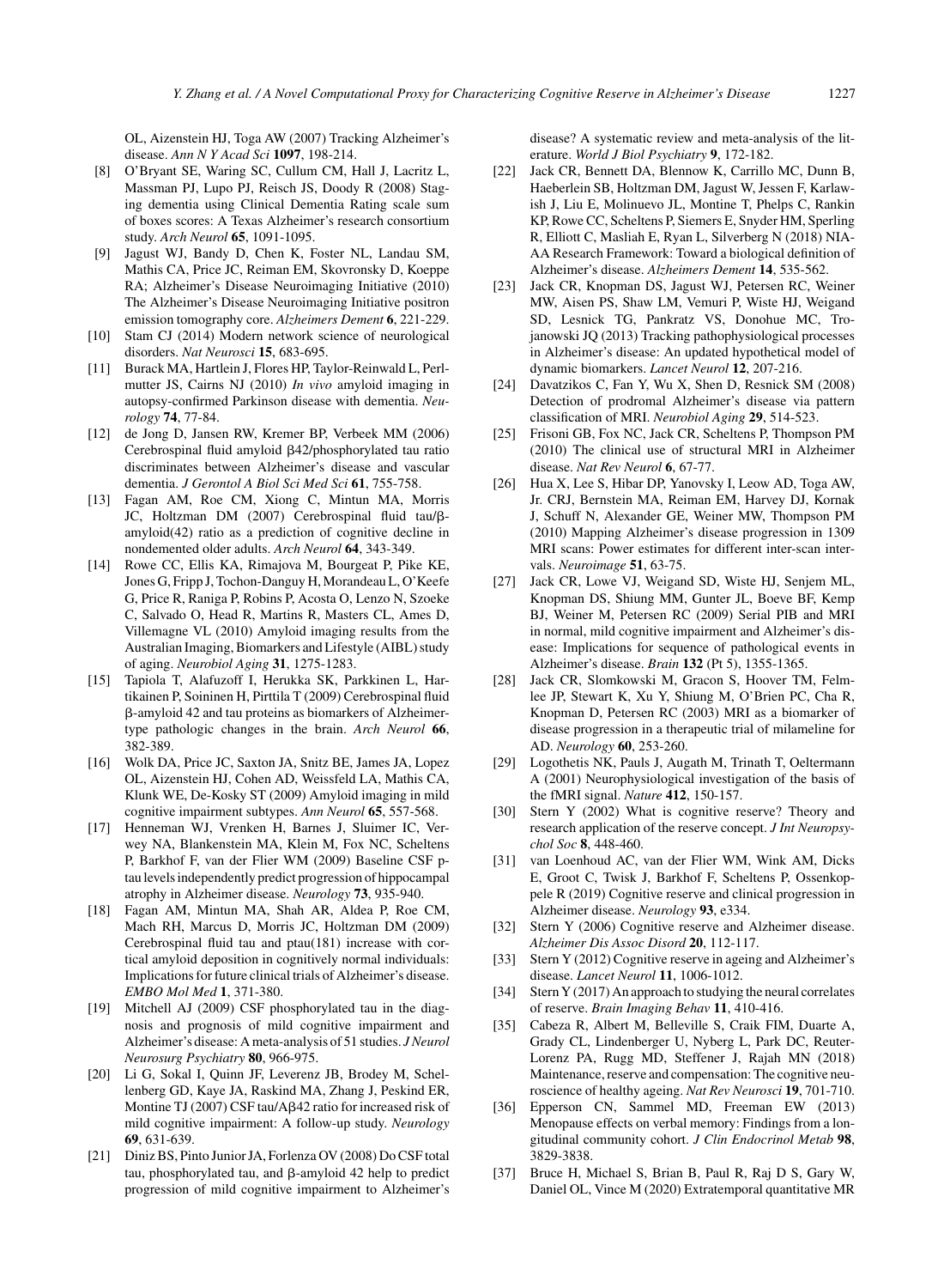OL, Aizenstein HJ, Toga AW (2007) Tracking Alzheimer's disease. *Ann N Y Acad Sci* **1097**, 198-214.

[8] O'Bryant SE, Waring SC, Cullum CM, Hall J, Lacritz L, Massman PJ, Lupo PJ, Reisch JS, Doody R (2008) Staging dementia using Clinical Dementia Rating scale sum of boxes scores: A Texas Alzheimer's research consortium study. *Arch Neurol* **65**, 1091-1095.

[9] Jagust WJ, Bandy D, Chen K, Foster NL, Landau SM, Mathis CA, Price JC, Reiman EM, Skovronsky D, Koeppe RA; Alzheimer's Disease Neuroimaging Initiative (2010) The Alzheimer's Disease Neuroimaging Initiative positron emission tomography core. *Alzheimers Dement* **6**, 221-229.

[10] Stam CJ (2014) Modern network science of neurological disorders. *Nat Neurosci* **15**, 683-695.

[11] Burack MA, Hartlein J, Flores HP, Taylor-Reinwald L, Perlmutter JS, Cairns NJ (2010) *In vivo* amyloid imaging in autopsy-confirmed Parkinson disease with dementia. *Neurology* **74**, 77-84.

[12] de Jong D, Jansen RW, Kremer BP, Verbeek MM (2006) Cerebrospinal fluid amyloid β42/phosphorylated tau ratio discriminates between Alzheimer's disease and vascular dementia. *J Gerontol A Biol Sci Med Sci* **61**, 755-758.

[13] Fagan AM, Roe CM, Xiong C, Mintun MA, Morris JC, Holtzman DM (2007) Cerebrospinal fluid tau/β-amyloid(42) ratio as a prediction of cognitive decline in nondemented older adults. *Arch Neurol* **64**, 343-349.

[14] Rowe CC, Ellis KA, Rimajova M, Bourgeat P, Pike KE, Jones G, Fripp J, Tochon-Danguy H, Morandeau L, O'Keefe G, Price R, Raniga P, Robins P, Acosta O, Lenzo N, Szoeke C, Salvado O, Head R, Martins R, Masters CL, Ames D, Villemagne VL (2010) Amyloid imaging results from the Australian Imaging, Biomarkers and Lifestyle (AIBL) study of aging. *Neurobiol Aging* **31**, 1275-1283.

[15] Tapiola T, Alafuzoff I, Herukka SK, Parkkinen L, Hartikainen P, Soininen H, Pirttila T (2009) Cerebrospinal fluid β-amyloid 42 and tau proteins as biomarkers of Alzheimer-type pathologic changes in the brain. *Arch Neurol* **66**, 382-389.

[16] Wolk DA, Price JC, Saxton JA, Snitz BE, James JA, Lopez OL, Aizenstein HJ, Cohen AD, Weissfeld LA, Mathis CA, Klunk WE, De-Kosky ST (2009) Amyloid imaging in mild cognitive impairment subtypes. *Ann Neurol* **65**, 557-568.

[17] Henneman WJ, Vrenken H, Barnes J, Sluimer IC, Verwey NA, Blankenstein MA, Klein M, Fox NC, Scheltens P, Barkhof F, van der Flier WM (2009) Baseline CSF p-tau levels independently predict progression of hippocampal atrophy in Alzheimer disease. *Neurology* **73**, 935-940.

[18] Fagan AM, Mintun MA, Shah AR, Aldea P, Roe CM, Mach RH, Marcus D, Morris JC, Holtzman DM (2009) Cerebrospinal fluid tau and ptau(181) increase with cortical amyloid deposition in cognitively normal individuals: Implications for future clinical trials of Alzheimer's disease. *EMBO Mol Med* **1**, 371-380.

[19] Mitchell AJ (2009) CSF phosphorylated tau in the diagnosis and prognosis of mild cognitive impairment and Alzheimer's disease: A meta-analysis of 51 studies. *J Neurol Neurosurg Psychiatry* **80**, 966-975.

[20] Li G, Sokal I, Quinn JF, Leverenz JB, Brodey M, Schellenberg GD, Kaye JA, Raskind MA, Zhang J, Peskind ER, Montine TJ (2007) CSF tau/Aβ42 ratio for increased risk of mild cognitive impairment: A follow-up study. *Neurology* **69**, 631-639.

[21] Diniz BS, Pinto Junior JA, Forlenza OV (2008) Do CSF total tau, phosphorylated tau, and β-amyloid 42 help to predict progression of mild cognitive impairment to Alzheimer's disease? A systematic review and meta-analysis of the literature. *World J Biol Psychiatry* **9**, 172-182.

[22] Jack CR, Bennett DA, Blennow K, Carrillo MC, Dunn B, Haeberlein SB, Holtzman DM, Jagust W, Jessen F, Karlawish J, Liu E, Molinuevo JL, Montine T, Phelps C, Rankin KP, Rowe CC, Scheltens P, Siemers E, Snyder HM, Sperling R, Elliott C, Masliah E, Ryan L, Silverberg N (2018) NIA-AA Research Framework: Toward a biological definition of Alzheimer's disease. *Alzheimers Dement* **14**, 535-562.

[23] Jack CR, Knopman DS, Jagust WJ, Petersen RC, Weiner MW, Aisen PS, Shaw LM, Vemuri P, Wiste HJ, Weigand SD, Lesnick TG, Pankratz VS, Donohue MC, Trojanowski JQ (2013) Tracking pathophysiological processes in Alzheimer's disease: An updated hypothetical model of dynamic biomarkers. *Lancet Neurol* **12**, 207-216.

[24] Davatzikos C, Fan Y, Wu X, Shen D, Resnick SM (2008) Detection of prodromal Alzheimer's disease via pattern classification of MRI. *Neurobiol Aging* **29**, 514-523.

[25] Frisoni GB, Fox NC, Jack CR, Scheltens P, Thompson PM (2010) The clinical use of structural MRI in Alzheimer disease. *Nat Rev Neurol* **6**, 67-77.

[26] Hua X, Lee S, Hibar DP, Yanovsky I, Leow AD, Toga AW, Jr. CRJ, Bernstein MA, Reiman EM, Harvey DJ, Kornak J, Schuff N, Alexander GE, Weiner MW, Thompson PM (2010) Mapping Alzheimer's disease progression in 1309 MRI scans: Power estimates for different inter-scan intervals. *Neuroimage* **51**, 63-75.

[27] Jack CR, Lowe VJ, Weigand SD, Wiste HJ, Senjem ML, Knopman DS, Shiung MM, Gunter JL, Boeve BF, Kemp BJ, Weiner M, Petersen RC (2009) Serial PIB and MRI in normal, mild cognitive impairment and Alzheimer's disease: Implications for sequence of pathological events in Alzheimer's disease. *Brain* **132** (Pt 5), 1355-1365.

[28] Jack CR, Slomkowski M, Gracon S, Hoover TM, Felmlee JP, Stewart K, Xu Y, Shiung M, O'Brien PC, Cha R, Knopman D, Petersen RC (2003) MRI as a biomarker of disease progression in a therapeutic trial of milameline for AD. *Neurology* **60**, 253-260.

[29] Logothetis NK, Pauls J, Augath M, Trinath T, Oeltermann A (2001) Neurophysiological investigation of the basis of the fMRI signal. *Nature* **412**, 150-157.

[30] Stern Y (2002) What is cognitive reserve? Theory and research application of the reserve concept. *J Int Neuropsychol Soc* **8**, 448-460.

[31] van Loenhoud AC, van der Flier WM, Wink AM, Dicks E, Groot C, Twisk J, Barkhof F, Scheltens P, Ossenkoppele R (2019) Cognitive reserve and clinical progression in Alzheimer disease. *Neurology* **93**, e334.

[32] Stern Y (2006) Cognitive reserve and Alzheimer disease. *Alzheimer Dis Assoc Disord* **20**, 112-117.

[33] Stern Y (2012) Cognitive reserve in ageing and Alzheimer's disease. *Lancet Neurol* **11**, 1006-1012.

[34] Stern Y (2017) An approach to studying the neural correlates of reserve. *Brain Imaging Behav* **11**, 410-416.

[35] Cabeza R, Albert M, Belleville S, Craik FIM, Duarte A, Grady CL, Lindenberger U, Nyberg L, Park DC, Reuter-Lorenz PA, Rugg MD, Steffener J, Rajah MN (2018) Maintenance, reserve and compensation: The cognitive neuroscience of healthy ageing. *Nat Rev Neurosci* **19**, 701-710.

[36] Epperson CN, Sammel MD, Freeman EW (2013) Menopause effects on verbal memory: Findings from a longitudinal community cohort. *J Clin Endocrinol Metab* **98**, 3829-3838.

[37] Bruce H, Michael S, Brian B, Paul R, Raj D S, Gary W, Daniel OL, Vince M (2020) Extratemporal quantitative MR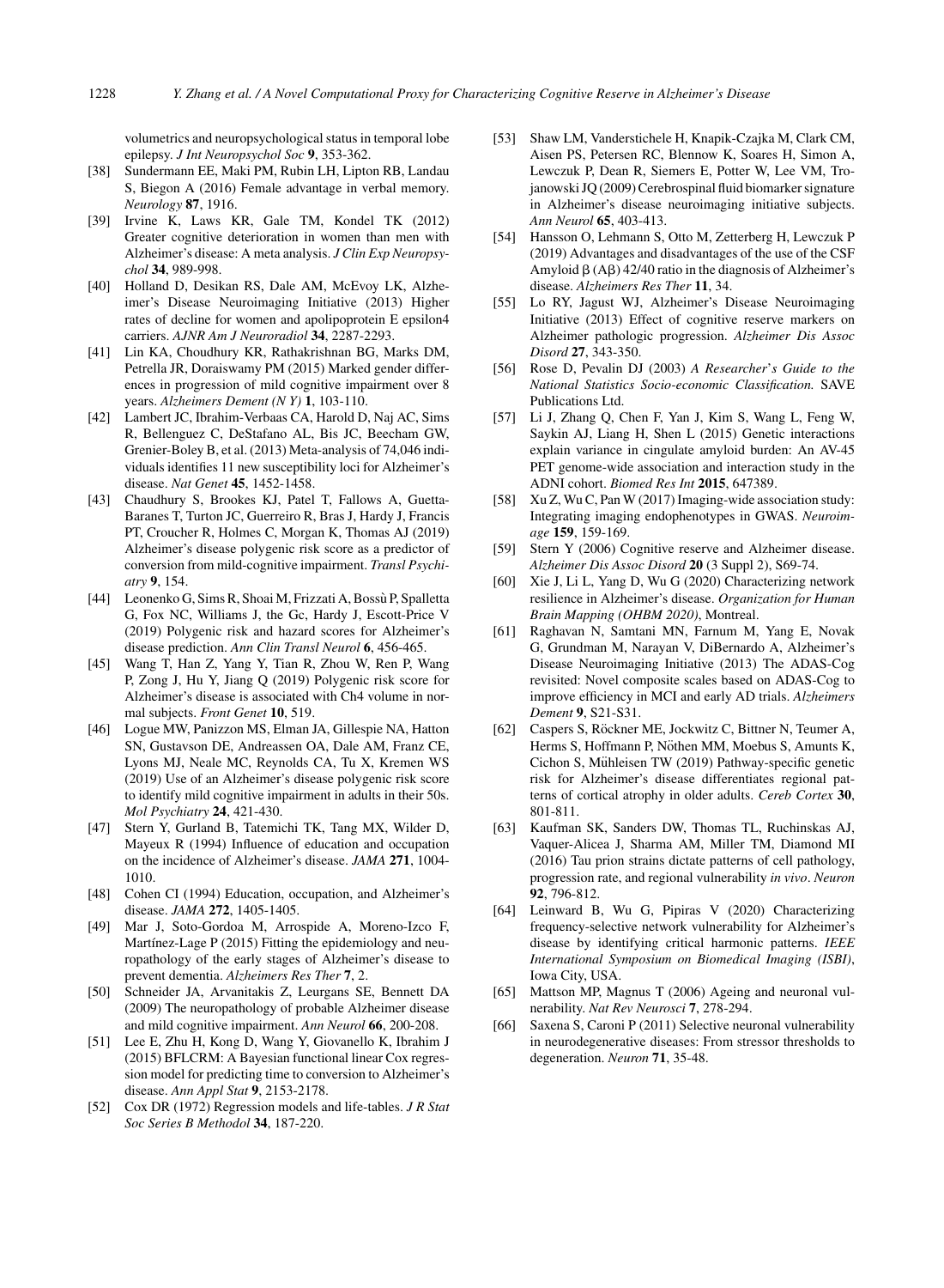volumetrics and neuropsychological status in temporal lobe epilepsy. *J Int Neuropsychol Soc* **9**, 353-362.

[38] Sundermann EE, Maki PM, Rubin LH, Lipton RB, Landau S, Biegon A (2016) Female advantage in verbal memory. *Neurology* **87**, 1916.

[39] Irvine K, Laws KR, Gale TM, Kondel TK (2012) Greater cognitive deterioration in women than men with Alzheimer's disease: A meta analysis. *J Clin Exp Neuropsychol* **34**, 989-998.

[40] Holland D, Desikan RS, Dale AM, McEvoy LK, Alzheimer's Disease Neuroimaging Initiative (2013) Higher rates of decline for women and apolipoprotein E epsilon4 carriers. *AJNR Am J Neuroradiol* **34**, 2287-2293.

[41] Lin KA, Choudhury KR, Rathakrishnan BG, Marks DM, Petrella JR, Doraiswamy PM (2015) Marked gender differences in progression of mild cognitive impairment over 8 years. *Alzheimers Dement (N Y)* **1**, 103-110.

[42] Lambert JC, Ibrahim-Verbaas CA, Harold D, Naj AC, Sims R, Bellenguez C, DeStafano AL, Bis JC, Beecham GW, Grenier-Boley B, et al. (2013) Meta-analysis of 74,046 individuals identifies 11 new susceptibility loci for Alzheimer's disease. *Nat Genet* **45**, 1452-1458.

[43] Chaudhury S, Brookes KJ, Patel T, Fallows A, Guetta-Baranes T, Turton JC, Guerreiro R, Bras J, Hardy J, Francis PT, Croucher R, Holmes C, Morgan K, Thomas AJ (2019) Alzheimer's disease polygenic risk score as a predictor of conversion from mild-cognitive impairment. *Transl Psychiatry* **9**, 154.

[44] Leonenko G, Sims R, Shoai M, Frizzati A, Bossù P, Spalletta G, Fox NC, Williams J, the Gc, Hardy J, Escott-Price V (2019) Polygenic risk and hazard scores for Alzheimer's disease prediction. *Ann Clin Transl Neurol* **6**, 456-465.

[45] Wang T, Han Z, Yang Y, Tian R, Zhou W, Ren P, Wang P, Zong J, Hu Y, Jiang Q (2019) Polygenic risk score for Alzheimer's disease is associated with Ch4 volume in normal subjects. *Front Genet* **10**, 519.

[46] Logue MW, Panizzon MS, Elman JA, Gillespie NA, Hatton SN, Gustavson DE, Andreassen OA, Dale AM, Franz CE, Lyons MJ, Neale MC, Reynolds CA, Tu X, Kremen WS (2019) Use of an Alzheimer's disease polygenic risk score to identify mild cognitive impairment in adults in their 50s. *Mol Psychiatry* **24**, 421-430.

[47] Stern Y, Gurland B, Tatemichi TK, Tang MX, Wilder D, Mayeux R (1994) Influence of education and occupation on the incidence of Alzheimer's disease. *JAMA* **271**, 1004-1010.

[48] Cohen CI (1994) Education, occupation, and Alzheimer's disease. *JAMA* **272**, 1405-1405.

[49] Mar J, Soto-Gordoa M, Arrospide A, Moreno-Izco F, Martínez-Lage P (2015) Fitting the epidemiology and neuropathology of the early stages of Alzheimer's disease to prevent dementia. *Alzheimers Res Ther* **7**, 2.

[50] Schneider JA, Arvanitakis Z, Leurgans SE, Bennett DA (2009) The neuropathology of probable Alzheimer disease and mild cognitive impairment. *Ann Neurol* **66**, 200-208.

[51] Lee E, Zhu H, Kong D, Wang Y, Giovanello K, Ibrahim J (2015) BFLCRM: A Bayesian functional linear Cox regression model for predicting time to conversion to Alzheimer's disease. *Ann Appl Stat* **9**, 2153-2178.

[52] Cox DR (1972) Regression models and life-tables. *J R Stat Soc Series B Methodol* **34**, 187-220.

[53] Shaw LM, Vanderstichele H, Knapik-Czajka M, Clark CM, Aisen PS, Petersen RC, Blennow K, Soares H, Simon A, Lewczuk P, Dean R, Siemers E, Potter W, Lee VM, Trojanowski JQ (2009) Cerebrospinal fluid biomarker signature in Alzheimer's disease neuroimaging initiative subjects. *Ann Neurol* **65**, 403-413.

[54] Hansson O, Lehmann S, Otto M, Zetterberg H, Lewczuk P (2019) Advantages and disadvantages of the use of the CSF Amyloid β (Aβ) 42/40 ratio in the diagnosis of Alzheimer's disease. *Alzheimers Res Ther* **11**, 34.

[55] Lo RY, Jagust WJ, Alzheimer's Disease Neuroimaging Initiative (2013) Effect of cognitive reserve markers on Alzheimer pathologic progression. *Alzheimer Dis Assoc Disord* **27**, 343-350.

[56] Rose D, Pevalin DJ (2003) *A Researcher's Guide to the National Statistics Socio-economic Classification.* SAVE Publications Ltd.

[57] Li J, Zhang Q, Chen F, Yan J, Kim S, Wang L, Feng W, Saykin AJ, Liang H, Shen L (2015) Genetic interactions explain variance in cingulate amyloid burden: An AV-45 PET genome-wide association and interaction study in the ADNI cohort. *Biomed Res Int* **2015**, 647389.

[58] Xu Z, Wu C, Pan W (2017) Imaging-wide association study: Integrating imaging endophenotypes in GWAS. *Neuroimage* **159**, 159-169.

[59] Stern Y (2006) Cognitive reserve and Alzheimer disease. *Alzheimer Dis Assoc Disord* **20** (3 Suppl 2), S69-74.

[60] Xie J, Li L, Yang D, Wu G (2020) Characterizing network resilience in Alzheimer's disease. *Organization for Human Brain Mapping (OHBM 2020)*, Montreal.

[61] Raghavan N, Samtani MN, Farnum M, Yang E, Novak G, Grundman M, Narayan V, DiBernardo A, Alzheimer's Disease Neuroimaging Initiative (2013) The ADAS-Cog revisited: Novel composite scales based on ADAS-Cog to improve efficiency in MCI and early AD trials. *Alzheimers Dement* **9**, S21-S31.

[62] Caspers S, Röckner ME, Jockwitz C, Bittner N, Teumer A, Herms S, Hoffmann P, Nöthen MM, Moebus S, Amunts K, Cichon S, Mühleisen TW (2019) Pathway-specific genetic risk for Alzheimer's disease differentiates regional patterns of cortical atrophy in older adults. *Cereb Cortex* **30**, 801-811.

[63] Kaufman SK, Sanders DW, Thomas TL, Ruchinskas AJ, Vaquer-Alicea J, Sharma AM, Miller TM, Diamond MI (2016) Tau prion strains dictate patterns of cell pathology, progression rate, and regional vulnerability *in vivo*. *Neuron* **92**, 796-812.

[64] Leinward B, Wu G, Pipiras V (2020) Characterizing frequency-selective network vulnerability for Alzheimer's disease by identifying critical harmonic patterns. *IEEE International Symposium on Biomedical Imaging (ISBI)*, Iowa City, USA.

[65] Mattson MP, Magnus T (2006) Ageing and neuronal vulnerability. *Nat Rev Neurosci* **7**, 278-294.

[66] Saxena S, Caroni P (2011) Selective neuronal vulnerability in neurodegenerative diseases: From stressor thresholds to degeneration. *Neuron* **71**, 35-48.